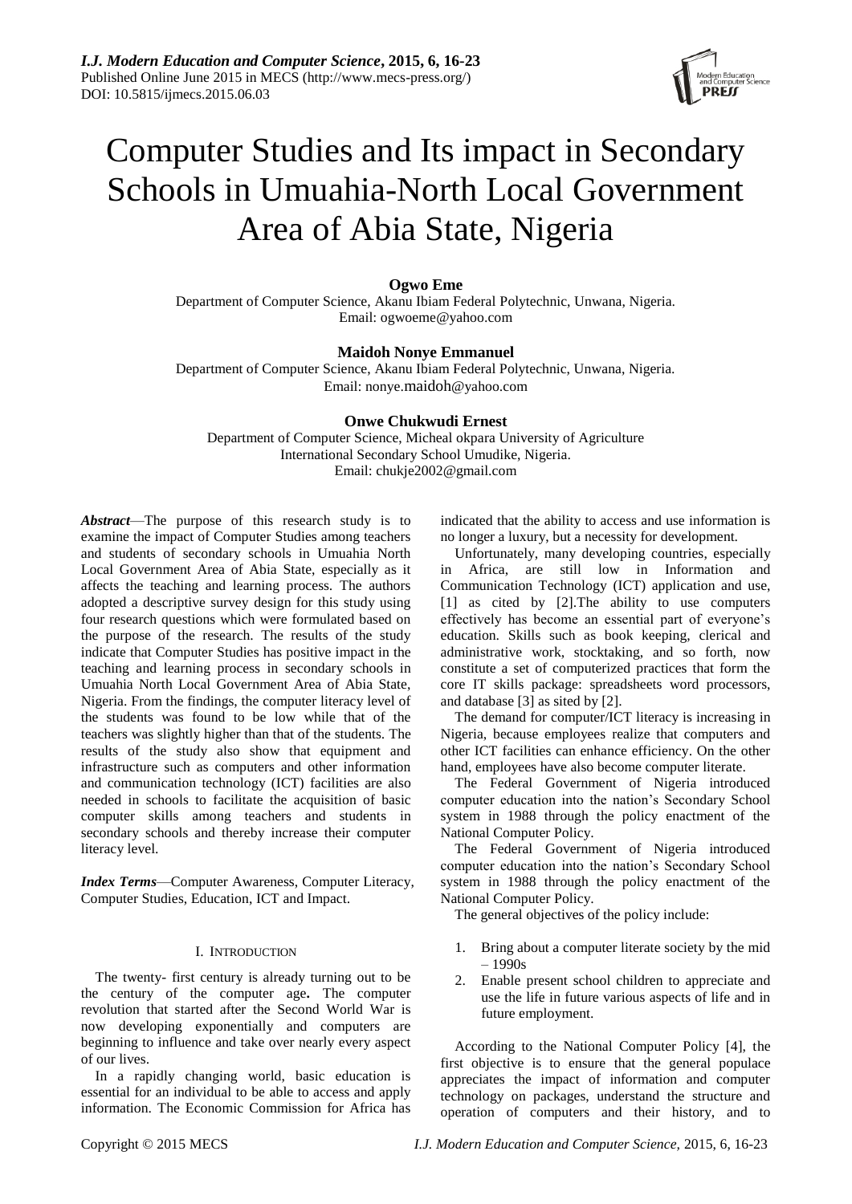# Computer Studies and Its impact in Secondary Schools in Umuahia-North Local Government Area of Abia State, Nigeria

**Ogwo Eme**
Department of Computer Science, Akanu Ibiam Federal Polytechnic, Unwana, Nigeria.
Email: ogwoeme@yahoo.com

**Maidoh Nonye Emmanuel**
Department of Computer Science, Akanu Ibiam Federal Polytechnic, Unwana, Nigeria.
Email: nonye.maidoh@yahoo.com

**Onwe Chukwudi Ernest**
Department of Computer Science, Micheal okpara University of Agriculture International Secondary School Umudike, Nigeria.
Email: chukje2002@gmail.com

***Abstract***—The purpose of this research study is to examine the impact of Computer Studies among teachers and students of secondary schools in Umuahia North Local Government Area of Abia State, especially as it affects the teaching and learning process. The authors adopted a descriptive survey design for this study using four research questions which were formulated based on the purpose of the research. The results of the study indicate that Computer Studies has positive impact in the teaching and learning process in secondary schools in Umuahia North Local Government Area of Abia State, Nigeria. From the findings, the computer literacy level of the students was found to be low while that of the teachers was slightly higher than that of the students. The results of the study also show that equipment and infrastructure such as computers and other information and communication technology (ICT) facilities are also needed in schools to facilitate the acquisition of basic computer skills among teachers and students in secondary schools and thereby increase their computer literacy level.

***Index Terms***—Computer Awareness, Computer Literacy, Computer Studies, Education, ICT and Impact.

## I. Introduction

The twenty- first century is already turning out to be the century of the computer age**.** The computer revolution that started after the Second World War is now developing exponentially and computers are beginning to influence and take over nearly every aspect of our lives.

In a rapidly changing world, basic education is essential for an individual to be able to access and apply information. The Economic Commission for Africa has indicated that the ability to access and use information is no longer a luxury, but a necessity for development.

Unfortunately, many developing countries, especially in Africa, are still low in Information and Communication Technology (ICT) application and use, [1] as cited by [2].The ability to use computers effectively has become an essential part of everyone's education. Skills such as book keeping, clerical and administrative work, stocktaking, and so forth, now constitute a set of computerized practices that form the core IT skills package: spreadsheets word processors, and database [3] as sited by [2].

The demand for computer/ICT literacy is increasing in Nigeria, because employees realize that computers and other ICT facilities can enhance efficiency. On the other hand, employees have also become computer literate.

The Federal Government of Nigeria introduced computer education into the nation's Secondary School system in 1988 through the policy enactment of the National Computer Policy.

The Federal Government of Nigeria introduced computer education into the nation's Secondary School system in 1988 through the policy enactment of the National Computer Policy.

The general objectives of the policy include:

1. Bring about a computer literate society by the mid – 1990s
2. Enable present school children to appreciate and use the life in future various aspects of life and in future employment.

According to the National Computer Policy [4], the first objective is to ensure that the general populace appreciates the impact of information and computer technology on packages, understand the structure and operation of computers and their history, and to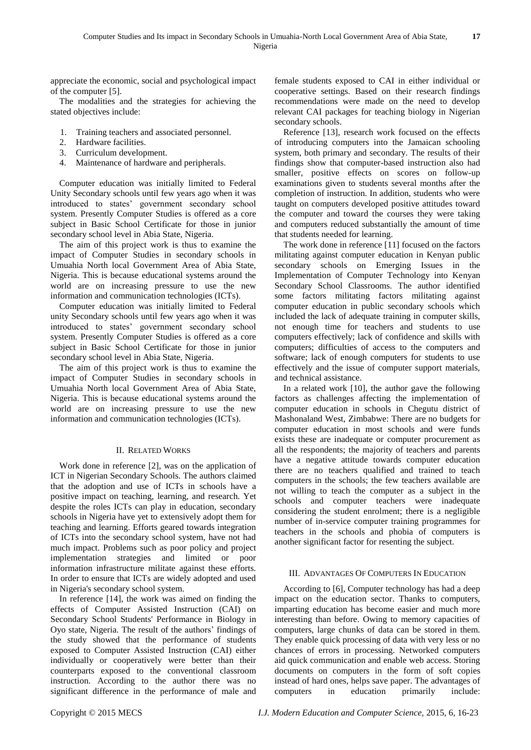appreciate the economic, social and psychological impact of the computer [5].

The modalities and the strategies for achieving the stated objectives include:

1. Training teachers and associated personnel.
2. Hardware facilities.
3. Curriculum development.
4. Maintenance of hardware and peripherals.

Computer education was initially limited to Federal Unity Secondary schools until few years ago when it was introduced to states' government secondary school system. Presently Computer Studies is offered as a core subject in Basic School Certificate for those in junior secondary school level in Abia State, Nigeria.

The aim of this project work is thus to examine the impact of Computer Studies in secondary schools in Umuahia North local Government Area of Abia State, Nigeria. This is because educational systems around the world are on increasing pressure to use the new information and communication technologies (ICTs).

Computer education was initially limited to Federal unity Secondary schools until few years ago when it was introduced to states' government secondary school system. Presently Computer Studies is offered as a core subject in Basic School Certificate for those in junior secondary school level in Abia State, Nigeria.

The aim of this project work is thus to examine the impact of Computer Studies in secondary schools in Umuahia North local Government Area of Abia State, Nigeria. This is because educational systems around the world are on increasing pressure to use the new information and communication technologies (ICTs).

## II. Related Works

Work done in reference [2], was on the application of ICT in Nigerian Secondary Schools. The authors claimed that the adoption and use of ICTs in schools have a positive impact on teaching, learning, and research. Yet despite the roles ICTs can play in education, secondary schools in Nigeria have yet to extensively adopt them for teaching and learning. Efforts geared towards integration of ICTs into the secondary school system, have not had much impact. Problems such as poor policy and project implementation strategies and limited or poor information infrastructure militate against these efforts. In order to ensure that ICTs are widely adopted and used in Nigeria's secondary school system.

In reference [14], the work was aimed on finding the effects of Computer Assisted Instruction (CAI) on Secondary School Students' Performance in Biology in Oyo state, Nigeria. The result of the authors' findings of the study showed that the performance of students exposed to Computer Assisted Instruction (CAI) either individually or cooperatively were better than their counterparts exposed to the conventional classroom instruction. According to the author there was no significant difference in the performance of male and female students exposed to CAI in either individual or cooperative settings. Based on their research findings recommendations were made on the need to develop relevant CAI packages for teaching biology in Nigerian secondary schools.

Reference [13], research work focused on the effects of introducing computers into the Jamaican schooling system, both primary and secondary. The results of their findings show that computer-based instruction also had smaller, positive effects on scores on follow-up examinations given to students several months after the completion of instruction. In addition, students who were taught on computers developed positive attitudes toward the computer and toward the courses they were taking and computers reduced substantially the amount of time that students needed for learning.

The work done in reference [11] focused on the factors militating against computer education in Kenyan public secondary schools on Emerging Issues in the Implementation of Computer Technology into Kenyan Secondary School Classrooms. The author identified some factors militating factors militating against computer education in public secondary schools which included the lack of adequate training in computer skills, not enough time for teachers and students to use computers effectively; lack of confidence and skills with computers; difficulties of access to the computers and software; lack of enough computers for students to use effectively and the issue of computer support materials, and technical assistance.

In a related work [10], the author gave the following factors as challenges affecting the implementation of computer education in schools in Chegutu district of Mashonaland West, Zimbabwe: There are no budgets for computer education in most schools and were funds exists these are inadequate or computer procurement as all the respondents; the majority of teachers and parents have a negative attitude towards computer education there are no teachers qualified and trained to teach computers in the schools; the few teachers available are not willing to teach the computer as a subject in the schools and computer teachers were inadequate considering the student enrolment; there is a negligible number of in-service computer training programmes for teachers in the schools and phobia of computers is another significant factor for resenting the subject.

## III. Advantages Of Computers In Education

According to [6], Computer technology has had a deep impact on the education sector. Thanks to computers, imparting education has become easier and much more interesting than before. Owing to memory capacities of computers, large chunks of data can be stored in them. They enable quick processing of data with very less or no chances of errors in processing. Networked computers aid quick communication and enable web access. Storing documents on computers in the form of soft copies instead of hard ones, helps save paper. The advantages of computers in education primarily include: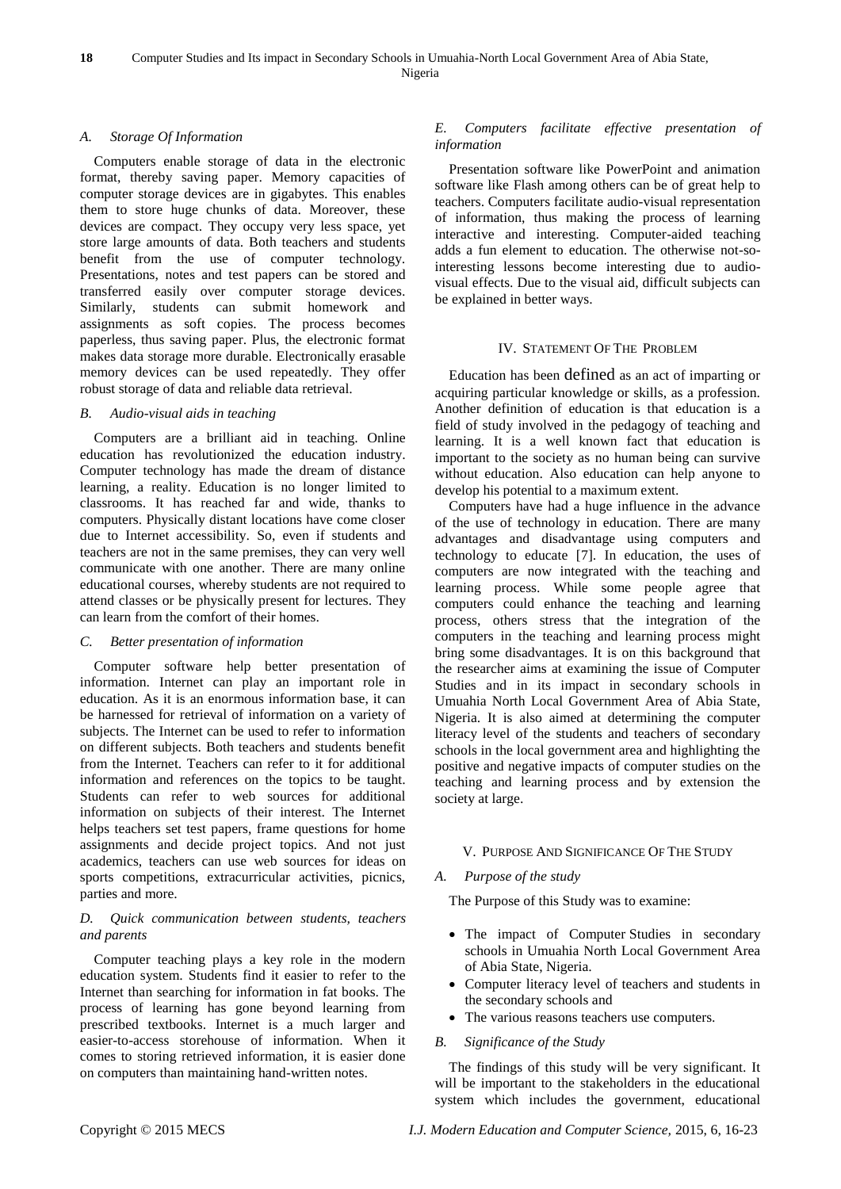### A. Storage Of Information

Computers enable storage of data in the electronic format, thereby saving paper. Memory capacities of computer storage devices are in gigabytes. This enables them to store huge chunks of data. Moreover, these devices are compact. They occupy very less space, yet store large amounts of data. Both teachers and students benefit from the use of computer technology. Presentations, notes and test papers can be stored and transferred easily over computer storage devices. Similarly, students can submit homework and assignments as soft copies. The process becomes paperless, thus saving paper. Plus, the electronic format makes data storage more durable. Electronically erasable memory devices can be used repeatedly. They offer robust storage of data and reliable data retrieval.

### B. Audio-visual aids in teaching

Computers are a brilliant aid in teaching. Online education has revolutionized the education industry. Computer technology has made the dream of distance learning, a reality. Education is no longer limited to classrooms. It has reached far and wide, thanks to computers. Physically distant locations have come closer due to Internet accessibility. So, even if students and teachers are not in the same premises, they can very well communicate with one another. There are many online educational courses, whereby students are not required to attend classes or be physically present for lectures. They can learn from the comfort of their homes.

### C. Better presentation of information

Computer software help better presentation of information. Internet can play an important role in education. As it is an enormous information base, it can be harnessed for retrieval of information on a variety of subjects. The Internet can be used to refer to information on different subjects. Both teachers and students benefit from the Internet. Teachers can refer to it for additional information and references on the topics to be taught. Students can refer to web sources for additional information on subjects of their interest. The Internet helps teachers set test papers, frame questions for home assignments and decide project topics. And not just academics, teachers can use web sources for ideas on sports competitions, extracurricular activities, picnics, parties and more.

### D. Quick communication between students, teachers and parents

Computer teaching plays a key role in the modern education system. Students find it easier to refer to the Internet than searching for information in fat books. The process of learning has gone beyond learning from prescribed textbooks. Internet is a much larger and easier-to-access storehouse of information. When it comes to storing retrieved information, it is easier done on computers than maintaining hand-written notes.

### E. Computers facilitate effective presentation of information

Presentation software like PowerPoint and animation software like Flash among others can be of great help to teachers. Computers facilitate audio-visual representation of information, thus making the process of learning interactive and interesting. Computer-aided teaching adds a fun element to education. The otherwise not-so-interesting lessons become interesting due to audio-visual effects. Due to the visual aid, difficult subjects can be explained in better ways.

## IV. Statement Of The Problem

Education has been defined as an act of imparting or acquiring particular knowledge or skills, as a profession. Another definition of education is that education is a field of study involved in the pedagogy of teaching and learning. It is a well known fact that education is important to the society as no human being can survive without education. Also education can help anyone to develop his potential to a maximum extent.

Computers have had a huge influence in the advance of the use of technology in education. There are many advantages and disadvantage using computers and technology to educate [7]. In education, the uses of computers are now integrated with the teaching and learning process. While some people agree that computers could enhance the teaching and learning process, others stress that the integration of the computers in the teaching and learning process might bring some disadvantages. It is on this background that the researcher aims at examining the issue of Computer Studies and in its impact in secondary schools in Umuahia North Local Government Area of Abia State, Nigeria. It is also aimed at determining the computer literacy level of the students and teachers of secondary schools in the local government area and highlighting the positive and negative impacts of computer studies on the teaching and learning process and by extension the society at large.

## V. Purpose And Significance Of The Study

### A. Purpose of the study

The Purpose of this Study was to examine:

- The impact of Computer Studies in secondary schools in Umuahia North Local Government Area of Abia State, Nigeria.
- Computer literacy level of teachers and students in the secondary schools and
- The various reasons teachers use computers.

### B. Significance of the Study

The findings of this study will be very significant. It will be important to the stakeholders in the educational system which includes the government, educational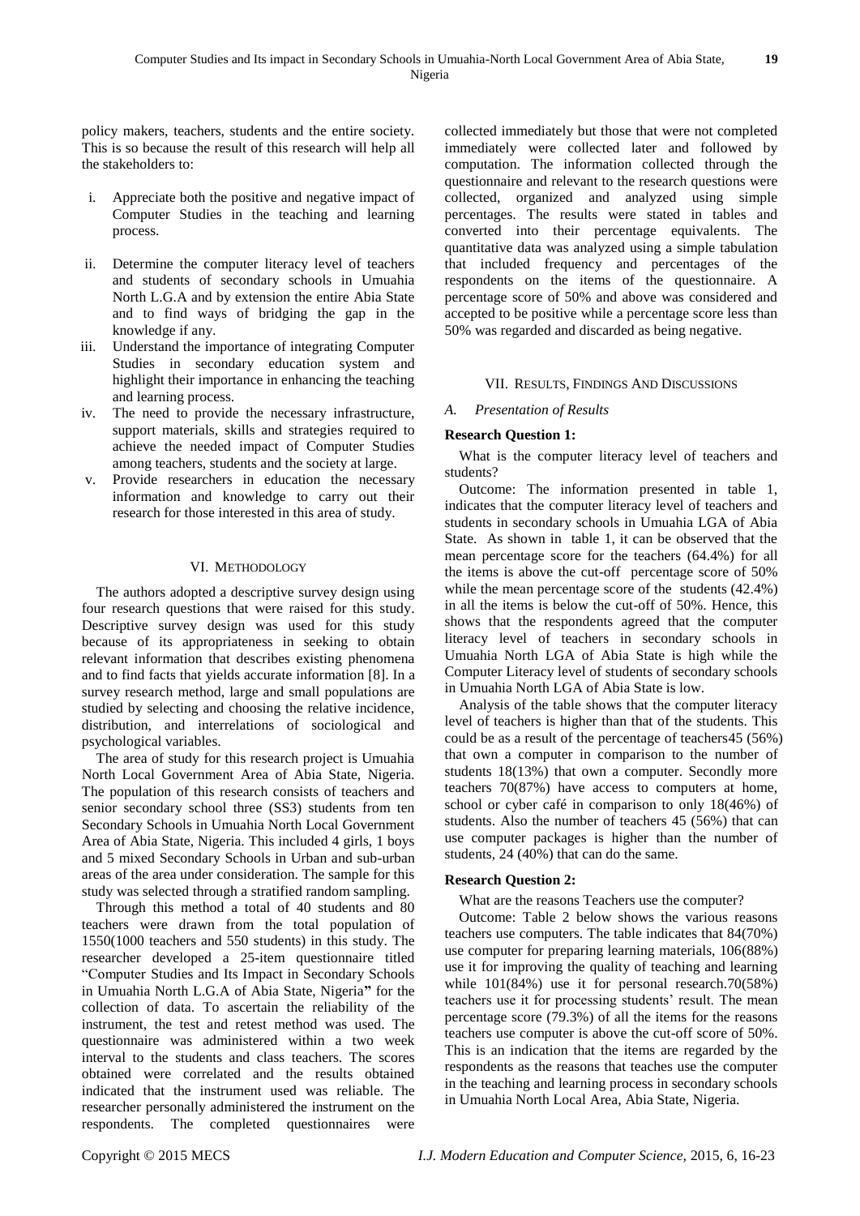policy makers, teachers, students and the entire society. This is so because the result of this research will help all the stakeholders to:

i. Appreciate both the positive and negative impact of Computer Studies in the teaching and learning process.
ii. Determine the computer literacy level of teachers and students of secondary schools in Umuahia North L.G.A and by extension the entire Abia State and to find ways of bridging the gap in the knowledge if any.
iii. Understand the importance of integrating Computer Studies in secondary education system and highlight their importance in enhancing the teaching and learning process.
iv. The need to provide the necessary infrastructure, support materials, skills and strategies required to achieve the needed impact of Computer Studies among teachers, students and the society at large.
v. Provide researchers in education the necessary information and knowledge to carry out their research for those interested in this area of study.

## VI. Methodology

The authors adopted a descriptive survey design using four research questions that were raised for this study. Descriptive survey design was used for this study because of its appropriateness in seeking to obtain relevant information that describes existing phenomena and to find facts that yields accurate information [8]. In a survey research method, large and small populations are studied by selecting and choosing the relative incidence, distribution, and interrelations of sociological and psychological variables.

The area of study for this research project is Umuahia North Local Government Area of Abia State, Nigeria. The population of this research consists of teachers and senior secondary school three (SS3) students from ten Secondary Schools in Umuahia North Local Government Area of Abia State, Nigeria. This included 4 girls, 1 boys and 5 mixed Secondary Schools in Urban and sub-urban areas of the area under consideration. The sample for this study was selected through a stratified random sampling.

Through this method a total of 40 students and 80 teachers were drawn from the total population of 1550(1000 teachers and 550 students) in this study. The researcher developed a 25-item questionnaire titled "Computer Studies and Its Impact in Secondary Schools in Umuahia North L.G.A of Abia State, Nigeria**"** for the collection of data. To ascertain the reliability of the instrument, the test and retest method was used. The questionnaire was administered within a two week interval to the students and class teachers. The scores obtained were correlated and the results obtained indicated that the instrument used was reliable. The researcher personally administered the instrument on the respondents. The completed questionnaires were collected immediately but those that were not completed immediately were collected later and followed by computation. The information collected through the questionnaire and relevant to the research questions were collected, organized and analyzed using simple percentages. The results were stated in tables and converted into their percentage equivalents. The quantitative data was analyzed using a simple tabulation that included frequency and percentages of the respondents on the items of the questionnaire. A percentage score of 50% and above was considered and accepted to be positive while a percentage score less than 50% was regarded and discarded as being negative.

## VII. Results, Findings And Discussions

### *A. Presentation of Results*

**Research Question 1:**

What is the computer literacy level of teachers and students?

Outcome: The information presented in table 1, indicates that the computer literacy level of teachers and students in secondary schools in Umuahia LGA of Abia State. As shown in table 1, it can be observed that the mean percentage score for the teachers (64.4%) for all the items is above the cut-off percentage score of 50% while the mean percentage score of the students (42.4%) in all the items is below the cut-off of 50%. Hence, this shows that the respondents agreed that the computer literacy level of teachers in secondary schools in Umuahia North LGA of Abia State is high while the Computer Literacy level of students of secondary schools in Umuahia North LGA of Abia State is low.

Analysis of the table shows that the computer literacy level of teachers is higher than that of the students. This could be as a result of the percentage of teachers45 (56%) that own a computer in comparison to the number of students 18(13%) that own a computer. Secondly more teachers 70(87%) have access to computers at home, school or cyber café in comparison to only 18(46%) of students. Also the number of teachers 45 (56%) that can use computer packages is higher than the number of students, 24 (40%) that can do the same.

**Research Question 2:**

What are the reasons Teachers use the computer?

Outcome: Table 2 below shows the various reasons teachers use computers. The table indicates that 84(70%) use computer for preparing learning materials, 106(88%) use it for improving the quality of teaching and learning while 101(84%) use it for personal research.70(58%) teachers use it for processing students' result. The mean percentage score (79.3%) of all the items for the reasons teachers use computer is above the cut-off score of 50%. This is an indication that the items are regarded by the respondents as the reasons that teaches use the computer in the teaching and learning process in secondary schools in Umuahia North Local Area, Abia State, Nigeria.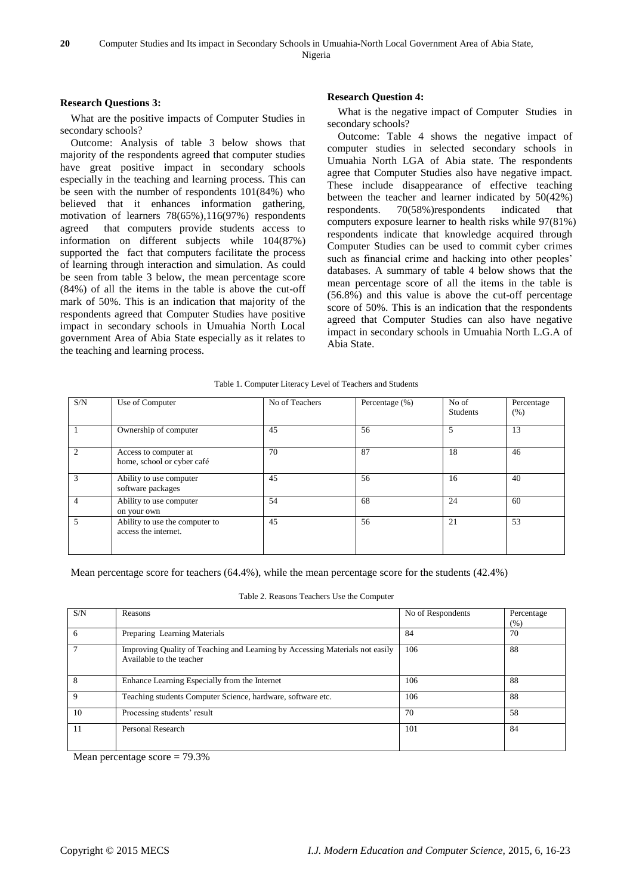### Research Questions 3:

What are the positive impacts of Computer Studies in secondary schools?

Outcome: Analysis of table 3 below shows that majority of the respondents agreed that computer studies have great positive impact in secondary schools especially in the teaching and learning process. This can be seen with the number of respondents 101(84%) who believed that it enhances information gathering, motivation of learners 78(65%),116(97%) respondents agreed that computers provide students access to information on different subjects while 104(87%) supported the fact that computers facilitate the process of learning through interaction and simulation. As could be seen from table 3 below, the mean percentage score (84%) of all the items in the table is above the cut-off mark of 50%. This is an indication that majority of the respondents agreed that Computer Studies have positive impact in secondary schools in Umuahia North Local government Area of Abia State especially as it relates to the teaching and learning process.

### Research Question 4:

What is the negative impact of Computer Studies in secondary schools?

Outcome: Table 4 shows the negative impact of computer studies in selected secondary schools in Umuahia North LGA of Abia state. The respondents agree that Computer Studies also have negative impact. These include disappearance of effective teaching between the teacher and learner indicated by 50(42%) respondents. 70(58%)respondents indicated that computers exposure learner to health risks while 97(81%) respondents indicate that knowledge acquired through Computer Studies can be used to commit cyber crimes such as financial crime and hacking into other peoples' databases. A summary of table 4 below shows that the mean percentage score of all the items in the table is (56.8%) and this value is above the cut-off percentage score of 50%. This is an indication that the respondents agreed that Computer Studies can also have negative impact in secondary schools in Umuahia North L.G.A of Abia State.

Table 1. Computer Literacy Level of Teachers and Students

| S/N | Use of Computer | No of Teachers | Percentage (%) | No of Students | Percentage (%) |
|---|---|---|---|---|---|
| 1 | Ownership of computer | 45 | 56 | 5 | 13 |
| 2 | Access to computer at home, school or cyber café | 70 | 87 | 18 | 46 |
| 3 | Ability to use computer software packages | 45 | 56 | 16 | 40 |
| 4 | Ability to use computer on your own | 54 | 68 | 24 | 60 |
| 5 | Ability to use the computer to access the internet. | 45 | 56 | 21 | 53 |

Mean percentage score for teachers (64.4%), while the mean percentage score for the students (42.4%)

Table 2. Reasons Teachers Use the Computer

| S/N | Reasons | No of Respondents | Percentage (%) |
|---|---|---|---|
| 6 | Preparing Learning Materials | 84 | 70 |
| 7 | Improving Quality of Teaching and Learning by Accessing Materials not easily Available to the teacher | 106 | 88 |
| 8 | Enhance Learning Especially from the Internet | 106 | 88 |
| 9 | Teaching students Computer Science, hardware, software etc. | 106 | 88 |
| 10 | Processing students' result | 70 | 58 |
| 11 | Personal Research | 101 | 84 |

Mean percentage score = 79.3%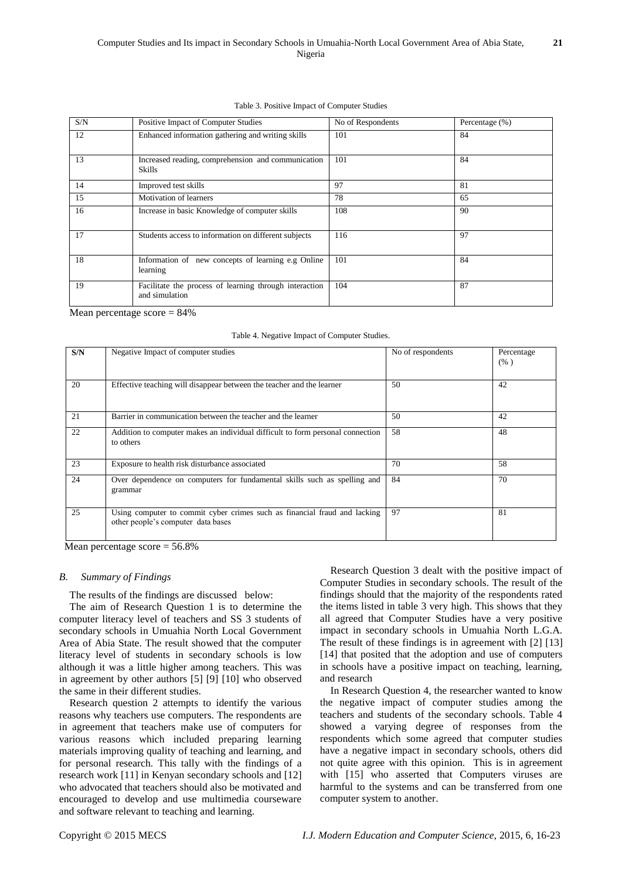Table 3. Positive Impact of Computer Studies

| S/N | Positive Impact of Computer Studies | No of Respondents | Percentage (%) |
|---|---|---|---|
| 12 | Enhanced information gathering and writing skills | 101 | 84 |
| 13 | Increased reading, comprehension and communication Skills | 101 | 84 |
| 14 | Improved test skills | 97 | 81 |
| 15 | Motivation of learners | 78 | 65 |
| 16 | Increase in basic Knowledge of computer skills | 108 | 90 |
| 17 | Students access to information on different subjects | 116 | 97 |
| 18 | Information of new concepts of learning e.g Online learning | 101 | 84 |
| 19 | Facilitate the process of learning through interaction and simulation | 104 | 87 |

Mean percentage score = 84%

Table 4. Negative Impact of Computer Studies.

| S/N | Negative Impact of computer studies | No of respondents | Percentage (% ) |
|---|---|---|---|
| 20 | Effective teaching will disappear between the teacher and the learner | 50 | 42 |
| 21 | Barrier in communication between the teacher and the learner | 50 | 42 |
| 22 | Addition to computer makes an individual difficult to form personal connection to others | 58 | 48 |
| 23 | Exposure to health risk disturbance associated | 70 | 58 |
| 24 | Over dependence on computers for fundamental skills such as spelling and grammar | 84 | 70 |
| 25 | Using computer to commit cyber crimes such as financial fraud and lacking other people's computer data bases | 97 | 81 |

Mean percentage score = 56.8%

### *B. Summary of Findings*

The results of the findings are discussed below:

The aim of Research Question 1 is to determine the computer literacy level of teachers and SS 3 students of secondary schools in Umuahia North Local Government Area of Abia State. The result showed that the computer literacy level of students in secondary schools is low although it was a little higher among teachers. This was in agreement by other authors [5] [9] [10] who observed the same in their different studies.

Research question 2 attempts to identify the various reasons why teachers use computers. The respondents are in agreement that teachers make use of computers for various reasons which included preparing learning materials improving quality of teaching and learning, and for personal research. This tally with the findings of a research work [11] in Kenyan secondary schools and [12] who advocated that teachers should also be motivated and encouraged to develop and use multimedia courseware and software relevant to teaching and learning.

Research Question 3 dealt with the positive impact of Computer Studies in secondary schools. The result of the findings should that the majority of the respondents rated the items listed in table 3 very high. This shows that they all agreed that Computer Studies have a very positive impact in secondary schools in Umuahia North L.G.A. The result of these findings is in agreement with [2] [13] [14] that posited that the adoption and use of computers in schools have a positive impact on teaching, learning, and research

In Research Question 4, the researcher wanted to know the negative impact of computer studies among the teachers and students of the secondary schools. Table 4 showed a varying degree of responses from the respondents which some agreed that computer studies have a negative impact in secondary schools, others did not quite agree with this opinion. This is in agreement with [15] who asserted that Computers viruses are harmful to the systems and can be transferred from one computer system to another.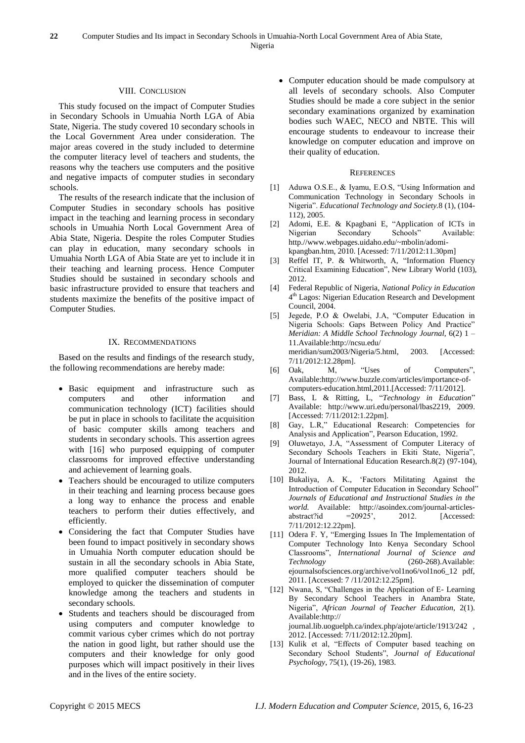## VIII. Conclusion

This study focused on the impact of Computer Studies in Secondary Schools in Umuahia North LGA of Abia State, Nigeria. The study covered 10 secondary schools in the Local Government Area under consideration. The major areas covered in the study included to determine the computer literacy level of teachers and students, the reasons why the teachers use computers and the positive and negative impacts of computer studies in secondary schools.

The results of the research indicate that the inclusion of Computer Studies in secondary schools has positive impact in the teaching and learning process in secondary schools in Umuahia North Local Government Area of Abia State, Nigeria. Despite the roles Computer Studies can play in education, many secondary schools in Umuahia North LGA of Abia State are yet to include it in their teaching and learning process. Hence Computer Studies should be sustained in secondary schools and basic infrastructure provided to ensure that teachers and students maximize the benefits of the positive impact of Computer Studies.

## IX. Recommendations

Based on the results and findings of the research study, the following recommendations are hereby made:

- Basic equipment and infrastructure such as computers and other information and communication technology (ICT) facilities should be put in place in schools to facilitate the acquisition of basic computer skills among teachers and students in secondary schools. This assertion agrees with [16] who purposed equipping of computer classrooms for improved effective understanding and achievement of learning goals.
- Teachers should be encouraged to utilize computers in their teaching and learning process because goes a long way to enhance the process and enable teachers to perform their duties effectively, and efficiently.
- Considering the fact that Computer Studies have been found to impact positively in secondary shows in Umuahia North computer education should be sustain in all the secondary schools in Abia State, more qualified computer teachers should be employed to quicker the dissemination of computer knowledge among the teachers and students in secondary schools.
- Students and teachers should be discouraged from using computers and computer knowledge to commit various cyber crimes which do not portray the nation in good light, but rather should use the computers and their knowledge for only good purposes which will impact positively in their lives and in the lives of the entire society.
- Computer education should be made compulsory at all levels of secondary schools. Also Computer Studies should be made a core subject in the senior secondary examinations organized by examination bodies such WAEC, NECO and NBTE. This will encourage students to endeavour to increase their knowledge on computer education and improve on their quality of education.

## References

[1] Aduwa O.S.E., & Iyamu, E.O.S, "Using Information and Communication Technology in Secondary Schools in Nigeria". *Educational Technology and Society.*8 (1), (104-112), 2005.

[2] Adomi, E.E. & Kpagbani E, "Application of ICTs in Nigerian Secondary Schools" Available: http.//www.webpages.uidaho.edu/~mbolin/adomi-kpangban.htm, 2010. [Acessed: 7/11/2012:11.30pm]

[3] Reffel IT, P. & Whitworth, A, "Information Fluency Critical Examining Education", New Library World (103), 2012.

[4] Federal Republic of Nigeria, *National Policy in Education* 4th Lagos: Nigerian Education Research and Development Council, 2004.

[5] Jegede, P.O & Owelabi, J.A, "Computer Education in Nigeria Schools: Gaps Between Policy And Practice" *Meridian: A Middle School Technology Journal*, 6(2) 1 – 11.Available:http://ncsu.edu/ meridian/sum2003/Nigeria/5.html, 2003. [Accessed: 7/11/2012:12.28pm].

[6] Oak, M, "Uses of Computers", Available:http://www.buzzle.com/articles/importance-of-computers-education.html,2011.[Accessed: 7/11/2012].

[7] Bass, L & Ritting, L, "*Technology in Education*" Available: http://www.uri.edu/personal/lbas2219, 2009. [Accessed: 7/11/2012:1.22pm].

[8] Gay, L.R," Educational Research: Competencies for Analysis and Application", Pearson Education, 1992.

[9] Oluwetayo, J.A, "Assessment of Computer Literacy of Secondary Schools Teachers in Ekiti State, Nigeria", Journal of International Education Research.8(2) (97-104), 2012.

[10] Bukaliya, A. K., 'Factors Militating Against the Introduction of Computer Education in Secondary School" *Journals of Educational and Instructional Studies in the world.* Available: http://asoindex.com/journal-articles-abstract?id =20925', 2012. [Accessed: 7/11/2012:12.22pm].

[11] Odera F. Y, "Emerging Issues In The Implementation of Computer Technology Into Kenya Secondary School Classrooms", *International Journal of Science and Technology* (260-268).Available: ejournalsofsciences.org/archive/vol1no6/vol1no6_12 pdf, 2011. [Accessed: 7 /11/2012:12.25pm].

[12] Nwana, S, "Challenges in the Application of E- Learning By Secondary School Teachers in Anambra State, Nigeria", *African Journal of Teacher Education*, 2(1). Available:http:// journal.lib.uoguelph.ca/index.php/ajote/article/1913/242 , 2012. [Accessed: 7/11/2012:12.20pm].

[13] Kulik et al, "Effects of Computer based teaching on Secondary School Students", *Journal of Educational Psychology*, 75(1), (19-26), 1983.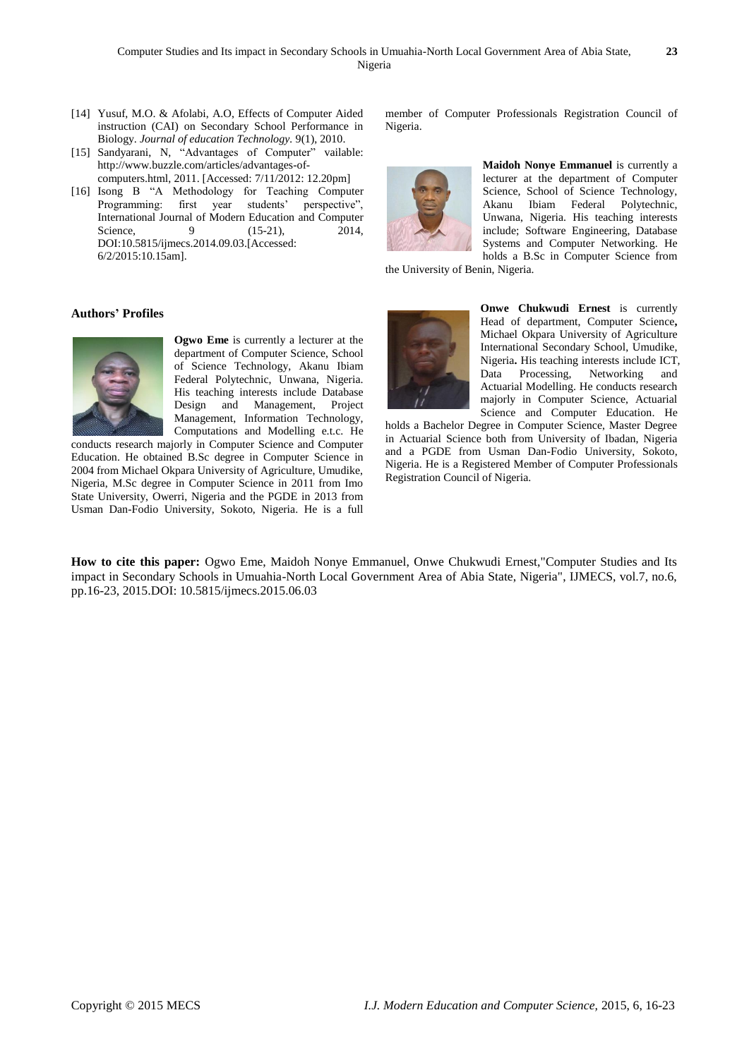[14] Yusuf, M.O. & Afolabi, A.O, Effects of Computer Aided instruction (CAI) on Secondary School Performance in Biology. *Journal of education Technology*. 9(1), 2010.

[15] Sandyarani, N, "Advantages of Computer" vailable: http://www.buzzle.com/articles/advantages-of-computers.html, 2011. [Accessed: 7/11/2012: 12.20pm]

[16] Isong B "A Methodology for Teaching Computer Programming: first year students' perspective", International Journal of Modern Education and Computer Science, 9 (15-21), 2014, DOI:10.5815/ijmecs.2014.09.03.[Accessed: 6/2/2015:10.15am].

### Authors' Profiles

**Ogwo Eme** is currently a lecturer at the department of Computer Science, School of Science Technology, Akanu Ibiam Federal Polytechnic, Unwana, Nigeria. His teaching interests include Database Design and Management, Project Management, Information Technology, Computations and Modelling e.t.c. He conducts research majorly in Computer Science and Computer Education. He obtained B.Sc degree in Computer Science in 2004 from Michael Okpara University of Agriculture, Umudike, Nigeria, M.Sc degree in Computer Science in 2011 from Imo State University, Owerri, Nigeria and the PGDE in 2013 from Usman Dan-Fodio University, Sokoto, Nigeria. He is a full member of Computer Professionals Registration Council of Nigeria.

**Maidoh Nonye Emmanuel** is currently a lecturer at the department of Computer Science, School of Science Technology, Akanu Ibiam Federal Polytechnic, Unwana, Nigeria. His teaching interests include; Software Engineering, Database Systems and Computer Networking. He holds a B.Sc in Computer Science from the University of Benin, Nigeria.

**Onwe Chukwudi Ernest** is currently Head of department, Computer Science**,** Michael Okpara University of Agriculture International Secondary School, Umudike, Nigeria**.** His teaching interests include ICT, Data Processing, Networking and Actuarial Modelling. He conducts research majorly in Computer Science, Actuarial Science and Computer Education. He holds a Bachelor Degree in Computer Science, Master Degree in Actuarial Science both from University of Ibadan, Nigeria and a PGDE from Usman Dan-Fodio University, Sokoto, Nigeria. He is a Registered Member of Computer Professionals Registration Council of Nigeria.

**How to cite this paper:** Ogwo Eme, Maidoh Nonye Emmanuel, Onwe Chukwudi Ernest,"Computer Studies and Its impact in Secondary Schools in Umuahia-North Local Government Area of Abia State, Nigeria", IJMECS, vol.7, no.6, pp.16-23, 2015.DOI: 10.5815/ijmecs.2015.06.03